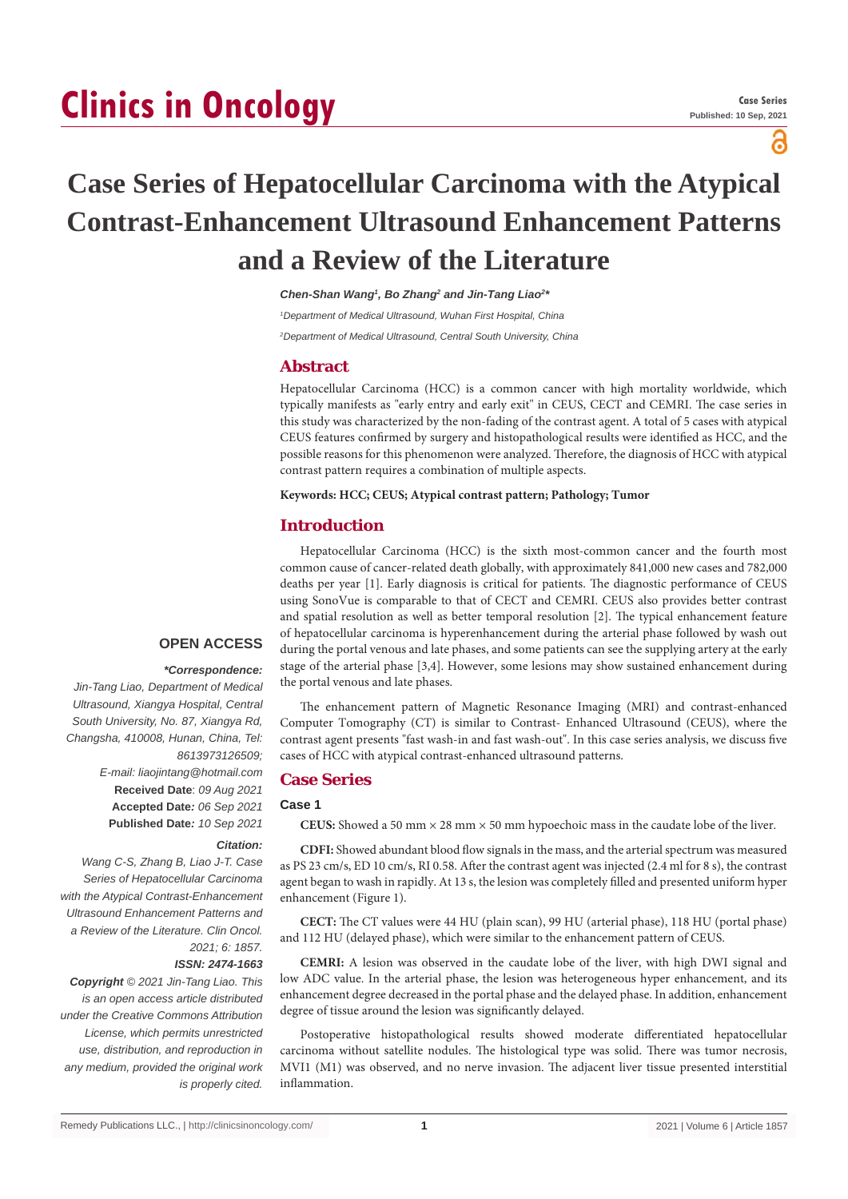# Case Series of Hepatocellular Carcinoma with the Atypical Contrast-Enhancement Ultrasound Enhancement Patterns and a Review of the Literature

***Chen-Shan Wang[1], Bo Zhang[2] and Jin-Tang Liao[2]****

*[1]Department of Medical Ultrasound, Wuhan First Hospital, China*

*[2]Department of Medical Ultrasound, Central South University, China*

## Abstract

Hepatocellular Carcinoma (HCC) is a common cancer with high mortality worldwide, which typically manifests as "early entry and early exit" in CEUS, CECT and CEMRI. The case series in this study was characterized by the non-fading of the contrast agent. A total of 5 cases with atypical CEUS features confirmed by surgery and histopathological results were identified as HCC, and the possible reasons for this phenomenon were analyzed. Therefore, the diagnosis of HCC with atypical contrast pattern requires a combination of multiple aspects.

**Keywords: HCC; CEUS; Atypical contrast pattern; Pathology; Tumor**

**OPEN ACCESS**

***Correspondence:**

*Jin-Tang Liao, Department of Medical Ultrasound, Xiangya Hospital, Central South University, No. 87, Xiangya Rd, Changsha, 410008, Hunan, China, Tel: 8613973126509;*

*E-mail: liaojintang@hotmail.com*

**Received Date**: *09 Aug 2021*

**Accepted Date***: 06 Sep 2021*

**Published Date***: 10 Sep 2021*

***Citation:***

*Wang C-S, Zhang B, Liao J-T. Case Series of Hepatocellular Carcinoma with the Atypical Contrast-Enhancement Ultrasound Enhancement Patterns and a Review of the Literature. Clin Oncol. 2021; 6: 1857.*

***ISSN: 2474-1663***

***Copyright** © 2021 Jin-Tang Liao. This is an open access article distributed under the Creative Commons Attribution License, which permits unrestricted use, distribution, and reproduction in any medium, provided the original work is properly cited.*

## Introduction

Hepatocellular Carcinoma (HCC) is the sixth most-common cancer and the fourth most common cause of cancer-related death globally, with approximately 841,000 new cases and 782,000 deaths per year [1]. Early diagnosis is critical for patients. The diagnostic performance of CEUS using SonoVue is comparable to that of CECT and CEMRI. CEUS also provides better contrast and spatial resolution as well as better temporal resolution [2]. The typical enhancement feature of hepatocellular carcinoma is hyperenhancement during the arterial phase followed by wash out during the portal venous and late phases, and some patients can see the supplying artery at the early stage of the arterial phase [3,4]. However, some lesions may show sustained enhancement during the portal venous and late phases.

The enhancement pattern of Magnetic Resonance Imaging (MRI) and contrast-enhanced Computer Tomography (CT) is similar to Contrast- Enhanced Ultrasound (CEUS), where the contrast agent presents "fast wash-in and fast wash-out". In this case series analysis, we discuss five cases of HCC with atypical contrast-enhanced ultrasound patterns.

## Case Series

### Case 1

**CEUS:** Showed a 50 mm × 28 mm × 50 mm hypoechoic mass in the caudate lobe of the liver.

**CDFI:** Showed abundant blood flow signals in the mass, and the arterial spectrum was measured as PS 23 cm/s, ED 10 cm/s, RI 0.58. After the contrast agent was injected (2.4 ml for 8 s), the contrast agent began to wash in rapidly. At 13 s, the lesion was completely filled and presented uniform hyper enhancement (Figure 1).

**CECT:** The CT values were 44 HU (plain scan), 99 HU (arterial phase), 118 HU (portal phase) and 112 HU (delayed phase), which were similar to the enhancement pattern of CEUS.

**CEMRI:** A lesion was observed in the caudate lobe of the liver, with high DWI signal and low ADC value. In the arterial phase, the lesion was heterogeneous hyper enhancement, and its enhancement degree decreased in the portal phase and the delayed phase. In addition, enhancement degree of tissue around the lesion was significantly delayed.

Postoperative histopathological results showed moderate differentiated hepatocellular carcinoma without satellite nodules. The histological type was solid. There was tumor necrosis, MVI1 (M1) was observed, and no nerve invasion. The adjacent liver tissue presented interstitial inflammation.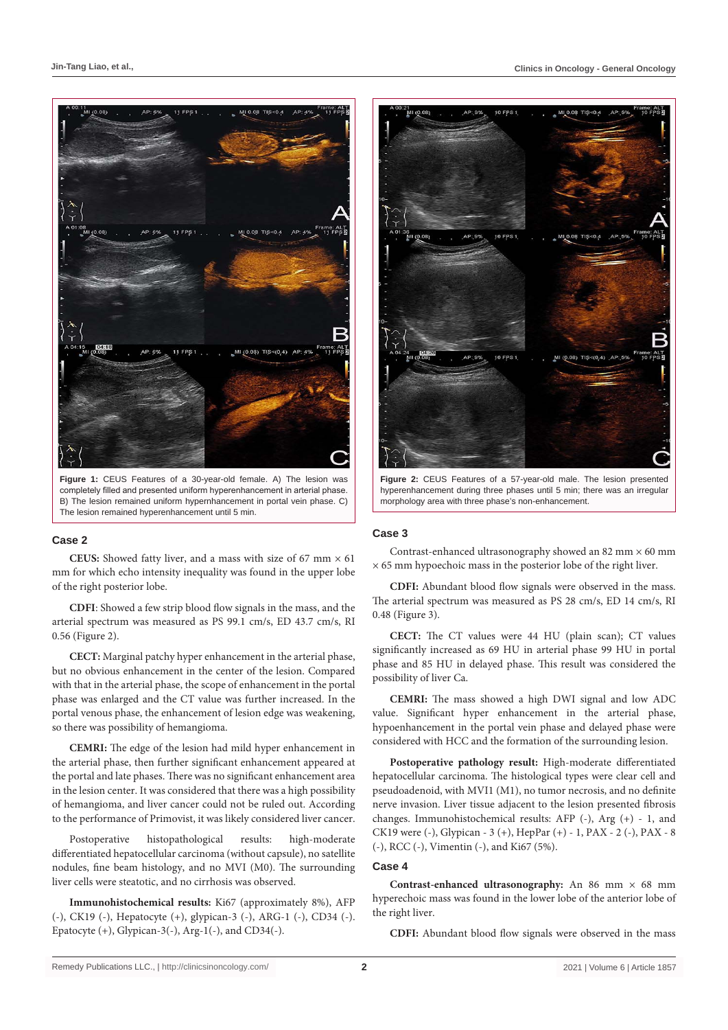Figure 1: CEUS Features of a 30-year-old female. A) The lesion was completely filled and presented uniform hyperenhancement in arterial phase. B) The lesion remained uniform hypernhancement in portal vein phase. C) The lesion remained hyperenhancement until 5 min.

### Case 2

**CEUS:** Showed fatty liver, and a mass with size of 67 mm × 61 mm for which echo intensity inequality was found in the upper lobe of the right posterior lobe.

**CDFI**: Showed a few strip blood flow signals in the mass, and the arterial spectrum was measured as PS 99.1 cm/s, ED 43.7 cm/s, RI 0.56 (Figure 2).

**CECT:** Marginal patchy hyper enhancement in the arterial phase, but no obvious enhancement in the center of the lesion. Compared with that in the arterial phase, the scope of enhancement in the portal phase was enlarged and the CT value was further increased. In the portal venous phase, the enhancement of lesion edge was weakening, so there was possibility of hemangioma.

**CEMRI:** The edge of the lesion had mild hyper enhancement in the arterial phase, then further significant enhancement appeared at the portal and late phases. There was no significant enhancement area in the lesion center. It was considered that there was a high possibility of hemangioma, and liver cancer could not be ruled out. According to the performance of Primovist, it was likely considered liver cancer.

Postoperative histopathological results: high-moderate differentiated hepatocellular carcinoma (without capsule), no satellite nodules, fine beam histology, and no MVI (M0). The surrounding liver cells were steatotic, and no cirrhosis was observed.

**Immunohistochemical results:** Ki67 (approximately 8%), AFP (-), CK19 (-), Hepatocyte (+), glypican-3 (-), ARG-1 (-), CD34 (-). Epatocyte (+), Glypican-3(-), Arg-1(-), and CD34(-).

Figure 2: CEUS Features of a 57-year-old male. The lesion presented hyperenhancement during three phases until 5 min; there was an irregular morphology area with three phase's non-enhancement.

### Case 3

Contrast-enhanced ultrasonography showed an 82 mm × 60 mm × 65 mm hypoechoic mass in the posterior lobe of the right liver.

**CDFI:** Abundant blood flow signals were observed in the mass. The arterial spectrum was measured as PS 28 cm/s, ED 14 cm/s, RI 0.48 (Figure 3).

**CECT:** The CT values were 44 HU (plain scan); CT values significantly increased as 69 HU in arterial phase 99 HU in portal phase and 85 HU in delayed phase. This result was considered the possibility of liver Ca.

**CEMRI:** The mass showed a high DWI signal and low ADC value. Significant hyper enhancement in the arterial phase, hypoenhancement in the portal vein phase and delayed phase were considered with HCC and the formation of the surrounding lesion.

**Postoperative pathology result:** High-moderate differentiated hepatocellular carcinoma. The histological types were clear cell and pseudoadenoid, with MVI1 (M1), no tumor necrosis, and no definite nerve invasion. Liver tissue adjacent to the lesion presented fibrosis changes. Immunohistochemical results: AFP (-), Arg (+) - 1, and CK19 were (-), Glypican - 3 (+), HepPar (+) - 1, PAX - 2 (-), PAX - 8 (-), RCC (-), Vimentin (-), and Ki67 (5%).

### Case 4

**Contrast-enhanced ultrasonography:** An 86 mm × 68 mm hyperechoic mass was found in the lower lobe of the anterior lobe of the right liver.

**CDFI:** Abundant blood flow signals were observed in the mass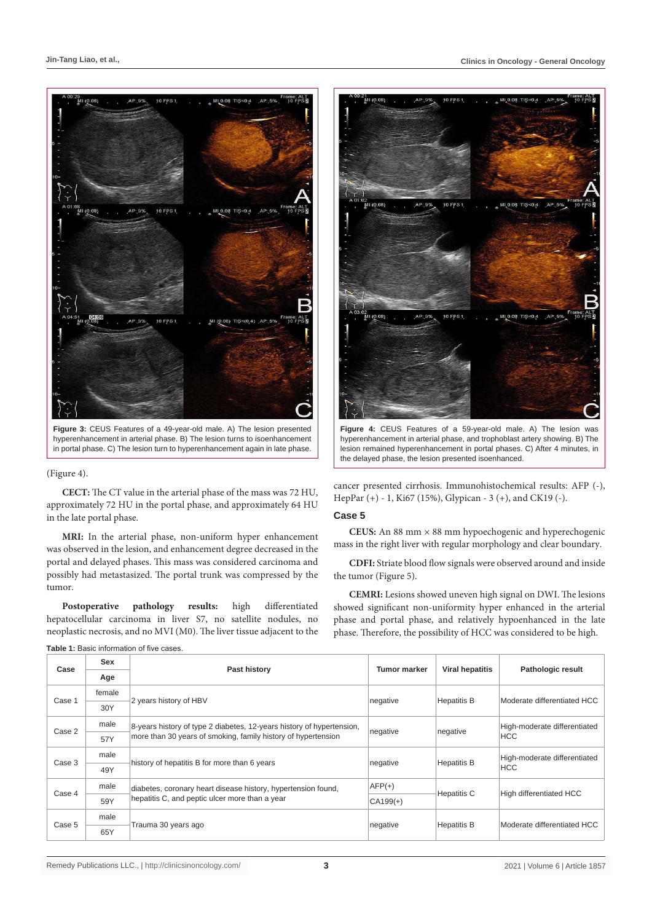Figure 3: CEUS Features of a 49-year-old male. A) The lesion presented hyperenhancement in arterial phase. B) The lesion turns to isoenhancement in portal phase. C) The lesion turn to hyperenhancement again in late phase.

Figure 4: CEUS Features of a 59-year-old male. A) The lesion was hyperenhancement in arterial phase, and trophoblast artery showing. B) The lesion remained hyperenhancement in portal phases. C) After 4 minutes, in the delayed phase, the lesion presented isoenhanced.

(Figure 4).

**CECT:** The CT value in the arterial phase of the mass was 72 HU, approximately 72 HU in the portal phase, and approximately 64 HU in the late portal phase.

**MRI:** In the arterial phase, non-uniform hyper enhancement was observed in the lesion, and enhancement degree decreased in the portal and delayed phases. This mass was considered carcinoma and possibly had metastasized. The portal trunk was compressed by the tumor.

**Postoperative pathology results:** high differentiated hepatocellular carcinoma in liver S7, no satellite nodules, no neoplastic necrosis, and no MVI (M0). The liver tissue adjacent to the cancer presented cirrhosis. Immunohistochemical results: AFP (-), HepPar (+) - 1, Ki67 (15%), Glypican - 3 (+), and CK19 (-).

### Case 5

**CEUS:** An 88 mm × 88 mm hypoechogenic and hyperechogenic mass in the right liver with regular morphology and clear boundary.

**CDFI:** Striate blood flow signals were observed around and inside the tumor (Figure 5).

**CEMRI:** Lesions showed uneven high signal on DWI. The lesions showed significant non-uniformity hyper enhanced in the arterial phase and portal phase, and relatively hypoenhanced in the late phase. Therefore, the possibility of HCC was considered to be high.

**Table 1:** Basic information of five cases.

| Case | Sex / Age | Past history | Tumor marker | Viral hepatitis | Pathologic result |
|---|---|---|---|---|---|
| Case 1 | female / 30Y | 2 years history of HBV | negative | Hepatitis B | Moderate differentiated HCC |
| Case 2 | male / 57Y | 8-years history of type 2 diabetes, 12-years history of hypertension, more than 30 years of smoking, family history of hypertension | negative | negative | High-moderate differentiated HCC |
| Case 3 | male / 49Y | history of hepatitis B for more than 6 years | negative | Hepatitis B | High-moderate differentiated HCC |
| Case 4 | male / 59Y | diabetes, coronary heart disease history, hypertension found, hepatitis C, and peptic ulcer more than a year | AFP(+) / CA199(+) | Hepatitis C | High differentiated HCC |
| Case 5 | male / 65Y | Trauma 30 years ago | negative | Hepatitis B | Moderate differentiated HCC |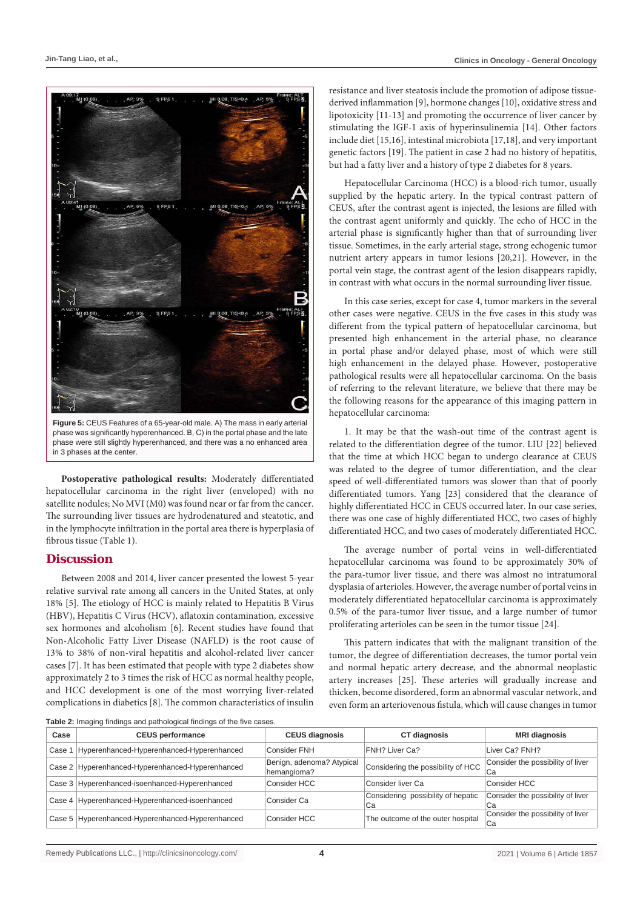**Figure 5:** CEUS Features of a 65-year-old male. A) The mass in early arterial phase was significantly hyperenhanced. B, C) in the portal phase and the late phase were still slightly hyperenhanced, and there was a no enhanced area in 3 phases at the center.

**Postoperative pathological results:** Moderately differentiated hepatocellular carcinoma in the right liver (enveloped) with no satellite nodules; No MVI (M0) was found near or far from the cancer. The surrounding liver tissues are hydrodenatured and steatotic, and in the lymphocyte infiltration in the portal area there is hyperplasia of fibrous tissue (Table 1).

## Discussion

Between 2008 and 2014, liver cancer presented the lowest 5-year relative survival rate among all cancers in the United States, at only 18% [5]. The etiology of HCC is mainly related to Hepatitis B Virus (HBV), Hepatitis C Virus (HCV), aflatoxin contamination, excessive sex hormones and alcoholism [6]. Recent studies have found that Non-Alcoholic Fatty Liver Disease (NAFLD) is the root cause of 13% to 38% of non-viral hepatitis and alcohol-related liver cancer cases [7]. It has been estimated that people with type 2 diabetes show approximately 2 to 3 times the risk of HCC as normal healthy people, and HCC development is one of the most worrying liver-related complications in diabetics [8]. The common characteristics of insulin resistance and liver steatosis include the promotion of adipose tissue-derived inflammation [9], hormone changes [10], oxidative stress and lipotoxicity [11-13] and promoting the occurrence of liver cancer by stimulating the IGF-1 axis of hyperinsulinemia [14]. Other factors include diet [15,16], intestinal microbiota [17,18], and very important genetic factors [19]. The patient in case 2 had no history of hepatitis, but had a fatty liver and a history of type 2 diabetes for 8 years.

Hepatocellular Carcinoma (HCC) is a blood-rich tumor, usually supplied by the hepatic artery. In the typical contrast pattern of CEUS, after the contrast agent is injected, the lesions are filled with the contrast agent uniformly and quickly. The echo of HCC in the arterial phase is significantly higher than that of surrounding liver tissue. Sometimes, in the early arterial stage, strong echogenic tumor nutrient artery appears in tumor lesions [20,21]. However, in the portal vein stage, the contrast agent of the lesion disappears rapidly, in contrast with what occurs in the normal surrounding liver tissue.

In this case series, except for case 4, tumor markers in the several other cases were negative. CEUS in the five cases in this study was different from the typical pattern of hepatocellular carcinoma, but presented high enhancement in the arterial phase, no clearance in portal phase and/or delayed phase, most of which were still high enhancement in the delayed phase. However, postoperative pathological results were all hepatocellular carcinoma. On the basis of referring to the relevant literature, we believe that there may be the following reasons for the appearance of this imaging pattern in hepatocellular carcinoma:

1. It may be that the wash-out time of the contrast agent is related to the differentiation degree of the tumor. LIU [22] believed that the time at which HCC began to undergo clearance at CEUS was related to the degree of tumor differentiation, and the clear speed of well-differentiated tumors was slower than that of poorly differentiated tumors. Yang [23] considered that the clearance of highly differentiated HCC in CEUS occurred later. In our case series, there was one case of highly differentiated HCC, two cases of highly differentiated HCC, and two cases of moderately differentiated HCC.

The average number of portal veins in well-differentiated hepatocellular carcinoma was found to be approximately 30% of the para-tumor liver tissue, and there was almost no intratumoral dysplasia of arterioles. However, the average number of portal veins in moderately differentiated hepatocellular carcinoma is approximately 0.5% of the para-tumor liver tissue, and a large number of tumor proliferating arterioles can be seen in the tumor tissue [24].

This pattern indicates that with the malignant transition of the tumor, the degree of differentiation decreases, the tumor portal vein and normal hepatic artery decrease, and the abnormal neoplastic artery increases [25]. These arteries will gradually increase and thicken, become disordered, form an abnormal vascular network, and even form an arteriovenous fistula, which will cause changes in tumor

**Table 2:** Imaging findings and pathological findings of the five cases.

| Case | CEUS performance | CEUS diagnosis | CT diagnosis | MRI diagnosis |
|---|---|---|---|---|
| Case 1 | Hyperenhanced-Hyperenhanced-Hyperenhanced | Consider FNH | FNH? Liver Ca? | Liver Ca? FNH? |
| Case 2 | Hyperenhanced-Hyperenhanced-Hyperenhanced | Benign, adenoma? Atypical hemangioma? | Considering the possibility of HCC | Consider the possibility of liver Ca |
| Case 3 | Hyperenhanced-isoenhanced-Hyperenhanced | Consider HCC | Consider liver Ca | Consider HCC |
| Case 4 | Hyperenhanced-Hyperenhanced-isoenhanced | Consider Ca | Considering possibility of hepatic Ca | Consider the possibility of liver Ca |
| Case 5 | Hyperenhanced-Hyperenhanced-Hyperenhanced | Consider HCC | The outcome of the outer hospital | Consider the possibility of liver Ca |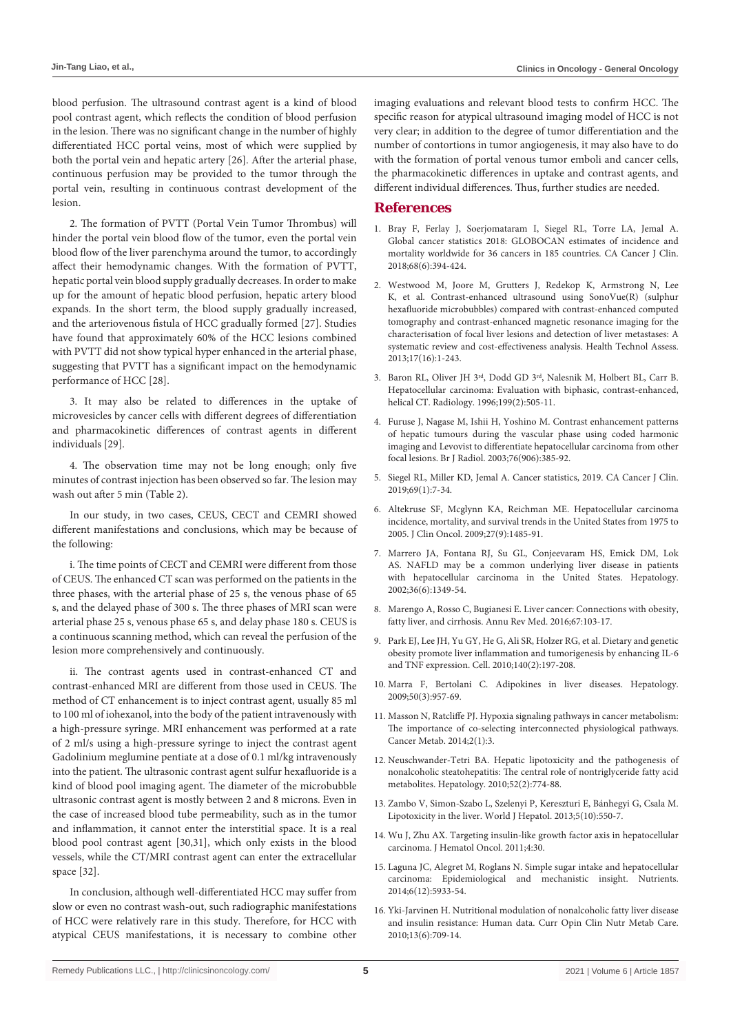blood perfusion. The ultrasound contrast agent is a kind of blood pool contrast agent, which reflects the condition of blood perfusion in the lesion. There was no significant change in the number of highly differentiated HCC portal veins, most of which were supplied by both the portal vein and hepatic artery [26]. After the arterial phase, continuous perfusion may be provided to the tumor through the portal vein, resulting in continuous contrast development of the lesion.

2. The formation of PVTT (Portal Vein Tumor Thrombus) will hinder the portal vein blood flow of the tumor, even the portal vein blood flow of the liver parenchyma around the tumor, to accordingly affect their hemodynamic changes. With the formation of PVTT, hepatic portal vein blood supply gradually decreases. In order to make up for the amount of hepatic blood perfusion, hepatic artery blood expands. In the short term, the blood supply gradually increased, and the arteriovenous fistula of HCC gradually formed [27]. Studies have found that approximately 60% of the HCC lesions combined with PVTT did not show typical hyper enhanced in the arterial phase, suggesting that PVTT has a significant impact on the hemodynamic performance of HCC [28].

3. It may also be related to differences in the uptake of microvesicles by cancer cells with different degrees of differentiation and pharmacokinetic differences of contrast agents in different individuals [29].

4. The observation time may not be long enough; only five minutes of contrast injection has been observed so far. The lesion may wash out after 5 min (Table 2).

In our study, in two cases, CEUS, CECT and CEMRI showed different manifestations and conclusions, which may be because of the following:

i. The time points of CECT and CEMRI were different from those of CEUS. The enhanced CT scan was performed on the patients in the three phases, with the arterial phase of 25 s, the venous phase of 65 s, and the delayed phase of 300 s. The three phases of MRI scan were arterial phase 25 s, venous phase 65 s, and delay phase 180 s. CEUS is a continuous scanning method, which can reveal the perfusion of the lesion more comprehensively and continuously.

ii. The contrast agents used in contrast-enhanced CT and contrast-enhanced MRI are different from those used in CEUS. The method of CT enhancement is to inject contrast agent, usually 85 ml to 100 ml of iohexanol, into the body of the patient intravenously with a high-pressure syringe. MRI enhancement was performed at a rate of 2 ml/s using a high-pressure syringe to inject the contrast agent Gadolinium meglumine pentiate at a dose of 0.1 ml/kg intravenously into the patient. The ultrasonic contrast agent sulfur hexafluoride is a kind of blood pool imaging agent. The diameter of the microbubble ultrasonic contrast agent is mostly between 2 and 8 microns. Even in the case of increased blood tube permeability, such as in the tumor and inflammation, it cannot enter the interstitial space. It is a real blood pool contrast agent [30,31], which only exists in the blood vessels, while the CT/MRI contrast agent can enter the extracellular space [32].

In conclusion, although well-differentiated HCC may suffer from slow or even no contrast wash-out, such radiographic manifestations of HCC were relatively rare in this study. Therefore, for HCC with atypical CEUS manifestations, it is necessary to combine other imaging evaluations and relevant blood tests to confirm HCC. The specific reason for atypical ultrasound imaging model of HCC is not very clear; in addition to the degree of tumor differentiation and the number of contortions in tumor angiogenesis, it may also have to do with the formation of portal venous tumor emboli and cancer cells, the pharmacokinetic differences in uptake and contrast agents, and different individual differences. Thus, further studies are needed.

## References

1. Bray F, Ferlay J, Soerjomataram I, Siegel RL, Torre LA, Jemal A. Global cancer statistics 2018: GLOBOCAN estimates of incidence and mortality worldwide for 36 cancers in 185 countries. CA Cancer J Clin. 2018;68(6):394-424.
2. Westwood M, Joore M, Grutters J, Redekop K, Armstrong N, Lee K, et al. Contrast-enhanced ultrasound using SonoVue(R) (sulphur hexafluoride microbubbles) compared with contrast-enhanced computed tomography and contrast-enhanced magnetic resonance imaging for the characterisation of focal liver lesions and detection of liver metastases: A systematic review and cost-effectiveness analysis. Health Technol Assess. 2013;17(16):1-243.
3. Baron RL, Oliver JH 3rd, Dodd GD 3rd, Nalesnik M, Holbert BL, Carr B. Hepatocellular carcinoma: Evaluation with biphasic, contrast-enhanced, helical CT. Radiology. 1996;199(2):505-11.
4. Furuse J, Nagase M, Ishii H, Yoshino M. Contrast enhancement patterns of hepatic tumours during the vascular phase using coded harmonic imaging and Levovist to differentiate hepatocellular carcinoma from other focal lesions. Br J Radiol. 2003;76(906):385-92.
5. Siegel RL, Miller KD, Jemal A. Cancer statistics, 2019. CA Cancer J Clin. 2019;69(1):7-34.
6. Altekruse SF, Mcglynn KA, Reichman ME. Hepatocellular carcinoma incidence, mortality, and survival trends in the United States from 1975 to 2005. J Clin Oncol. 2009;27(9):1485-91.
7. Marrero JA, Fontana RJ, Su GL, Conjeevaram HS, Emick DM, Lok AS. NAFLD may be a common underlying liver disease in patients with hepatocellular carcinoma in the United States. Hepatology. 2002;36(6):1349-54.
8. Marengo A, Rosso C, Bugianesi E. Liver cancer: Connections with obesity, fatty liver, and cirrhosis. Annu Rev Med. 2016;67:103-17.
9. Park EJ, Lee JH, Yu GY, He G, Ali SR, Holzer RG, et al. Dietary and genetic obesity promote liver inflammation and tumorigenesis by enhancing IL-6 and TNF expression. Cell. 2010;140(2):197-208.
10. Marra F, Bertolani C. Adipokines in liver diseases. Hepatology. 2009;50(3):957-69.
11. Masson N, Ratcliffe PJ. Hypoxia signaling pathways in cancer metabolism: The importance of co-selecting interconnected physiological pathways. Cancer Metab. 2014;2(1):3.
12. Neuschwander-Tetri BA. Hepatic lipotoxicity and the pathogenesis of nonalcoholic steatohepatitis: The central role of nontriglyceride fatty acid metabolites. Hepatology. 2010;52(2):774-88.
13. Zambo V, Simon-Szabo L, Szelenyi P, Kereszturi E, Bánhegyi G, Csala M. Lipotoxicity in the liver. World J Hepatol. 2013;5(10):550-7.
14. Wu J, Zhu AX. Targeting insulin-like growth factor axis in hepatocellular carcinoma. J Hematol Oncol. 2011;4:30.
15. Laguna JC, Alegret M, Roglans N. Simple sugar intake and hepatocellular carcinoma: Epidemiological and mechanistic insight. Nutrients. 2014;6(12):5933-54.
16. Yki-Jarvinen H. Nutritional modulation of nonalcoholic fatty liver disease and insulin resistance: Human data. Curr Opin Clin Nutr Metab Care. 2010;13(6):709-14.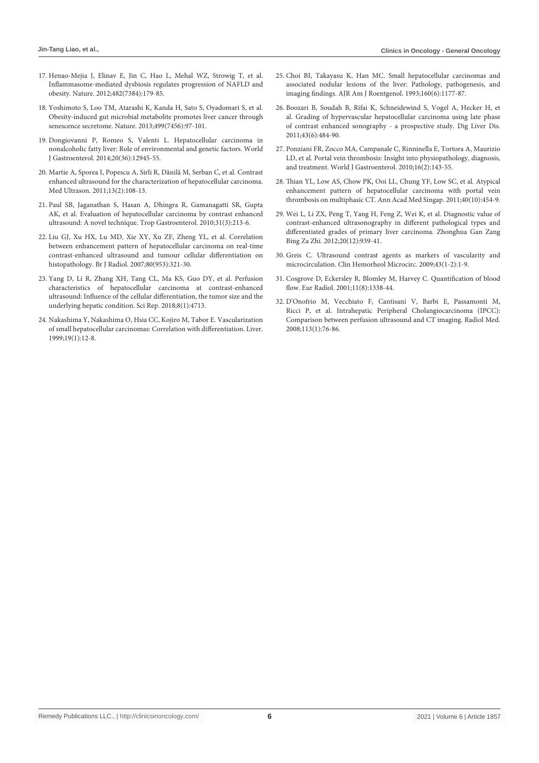17. Henao-Mejia J, Elinav E, Jin C, Hao L, Mehal WZ, Strowig T, et al. Inflammasome-mediated dysbiosis regulates progression of NAFLD and obesity. Nature. 2012;482(7384):179-85.

18. Yoshimoto S, Loo TM, Atarashi K, Kanda H, Sato S, Oyadomari S, et al. Obesity-induced gut microbial metabolite promotes liver cancer through senescence secretome. Nature. 2013;499(7456):97-101.

19. Dongiovanni P, Romeo S, Valenti L. Hepatocellular carcinoma in nonalcoholic fatty liver: Role of environmental and genetic factors. World J Gastroenterol. 2014;20(36):12945-55.

20. Martie A, Sporea I, Popescu A, Sirli R, Dănilă M, Serban C, et al. Contrast enhanced ultrasound for the characterization of hepatocellular carcinoma. Med Ultrason. 2011;13(2):108-13.

21. Paul SB, Jaganathan S, Hasan A, Dhingra R, Gamanagatti SR, Gupta AK, et al. Evaluation of hepatocellular carcinoma by contrast enhanced ultrasound: A novel technique. Trop Gastroenterol. 2010;31(3):213-6.

22. Liu GJ, Xu HX, Lu MD, Xie XY, Xu ZF, Zheng YL, et al. Correlation between enhancement pattern of hepatocellular carcinoma on real-time contrast-enhanced ultrasound and tumour cellular differentiation on histopathology. Br J Radiol. 2007;80(953):321-30.

23. Yang D, Li R, Zhang XH, Tang CL, Ma KS, Guo DY, et al. Perfusion characteristics of hepatocellular carcinoma at contrast-enhanced ultrasound: Influence of the cellular differentiation, the tumor size and the underlying hepatic condition. Sci Rep. 2018;8(1):4713.

24. Nakashima Y, Nakashima O, Hsia CC, Kojiro M, Tabor E. Vascularization of small hepatocellular carcinomas: Correlation with differentiation. Liver. 1999;19(1):12-8.

25. Choi BI, Takayasu K, Han MC. Small hepatocellular carcinomas and associated nodular lesions of the liver: Pathology, pathogenesis, and imaging findings. AJR Am J Roentgenol. 1993;160(6):1177-87.

26. Boozari B, Soudah B, Rifai K, Schneidewind S, Vogel A, Hecker H, et al. Grading of hypervascular hepatocellular carcinoma using late phase of contrast enhanced sonography - a prospective study. Dig Liver Dis. 2011;43(6):484-90.

27. Ponziani FR, Zocco MA, Campanale C, Rinninella E, Tortora A, Maurizio LD, et al. Portal vein thrombosis: Insight into physiopathology, diagnosis, and treatment. World J Gastroenterol. 2010;16(2):143-55.

28. Thian YL, Low AS, Chow PK, Ooi LL, Chung YF, Low SC, et al. Atypical enhancement pattern of hepatocellular carcinoma with portal vein thrombosis on multiphasic CT. Ann Acad Med Singap. 2011;40(10):454-9.

29. Wei L, Li ZX, Peng T, Yang H, Feng Z, Wei K, et al. Diagnostic value of contrast-enhanced ultrasonography in different pathological types and differentiated grades of primary liver carcinoma. Zhonghua Gan Zang Bing Za Zhi. 2012;20(12):939-41.

30. Greis C. Ultrasound contrast agents as markers of vascularity and microcirculation. Clin Hemorheol Microcirc. 2009;43(1-2):1-9.

31. Cosgrove D, Eckersley R, Blomley M, Harvey C. Quantification of blood flow. Eur Radiol. 2001;11(8):1338-44.

32. D'Onofrio M, Vecchiato F, Cantisani V, Barbi E, Passamonti M, Ricci P, et al. Intrahepatic Peripheral Cholangiocarcinoma (IPCC): Comparison between perfusion ultrasound and CT imaging. Radiol Med. 2008;113(1):76-86.